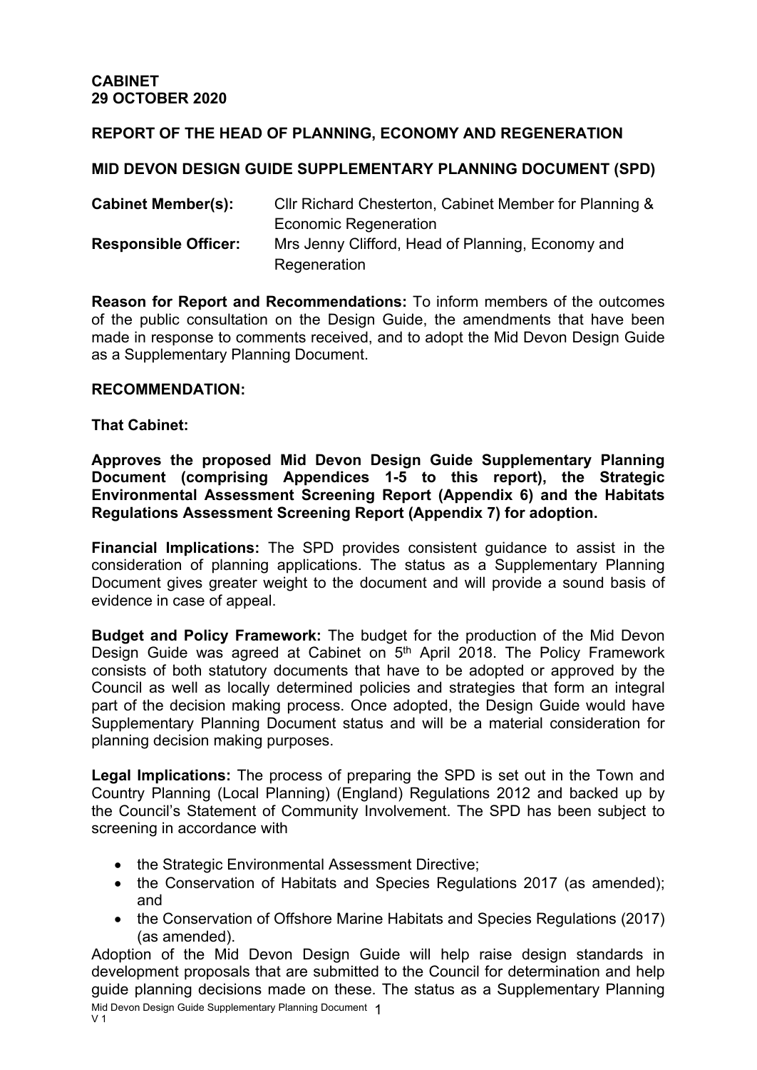**CABINET**
**29 OCTOBER 2020**

**REPORT OF THE HEAD OF PLANNING, ECONOMY AND REGENERATION**

**MID DEVON DESIGN GUIDE SUPPLEMENTARY PLANNING DOCUMENT (SPD)**

**Cabinet Member(s):** Cllr Richard Chesterton, Cabinet Member for Planning & Economic Regeneration

**Responsible Officer:** Mrs Jenny Clifford, Head of Planning, Economy and Regeneration

**Reason for Report and Recommendations:** To inform members of the outcomes of the public consultation on the Design Guide, the amendments that have been made in response to comments received, and to adopt the Mid Devon Design Guide as a Supplementary Planning Document.

**RECOMMENDATION:**

**That Cabinet:**

**Approves the proposed Mid Devon Design Guide Supplementary Planning Document (comprising Appendices 1-5 to this report), the Strategic Environmental Assessment Screening Report (Appendix 6) and the Habitats Regulations Assessment Screening Report (Appendix 7) for adoption.**

**Financial Implications:** The SPD provides consistent guidance to assist in the consideration of planning applications. The status as a Supplementary Planning Document gives greater weight to the document and will provide a sound basis of evidence in case of appeal.

**Budget and Policy Framework:** The budget for the production of the Mid Devon Design Guide was agreed at Cabinet on 5th April 2018. The Policy Framework consists of both statutory documents that have to be adopted or approved by the Council as well as locally determined policies and strategies that form an integral part of the decision making process. Once adopted, the Design Guide would have Supplementary Planning Document status and will be a material consideration for planning decision making purposes.

**Legal Implications:** The process of preparing the SPD is set out in the Town and Country Planning (Local Planning) (England) Regulations 2012 and backed up by the Council's Statement of Community Involvement. The SPD has been subject to screening in accordance with

- the Strategic Environmental Assessment Directive;
- the Conservation of Habitats and Species Regulations 2017 (as amended); and
- the Conservation of Offshore Marine Habitats and Species Regulations (2017) (as amended).

Adoption of the Mid Devon Design Guide will help raise design standards in development proposals that are submitted to the Council for determination and help guide planning decisions made on these. The status as a Supplementary Planning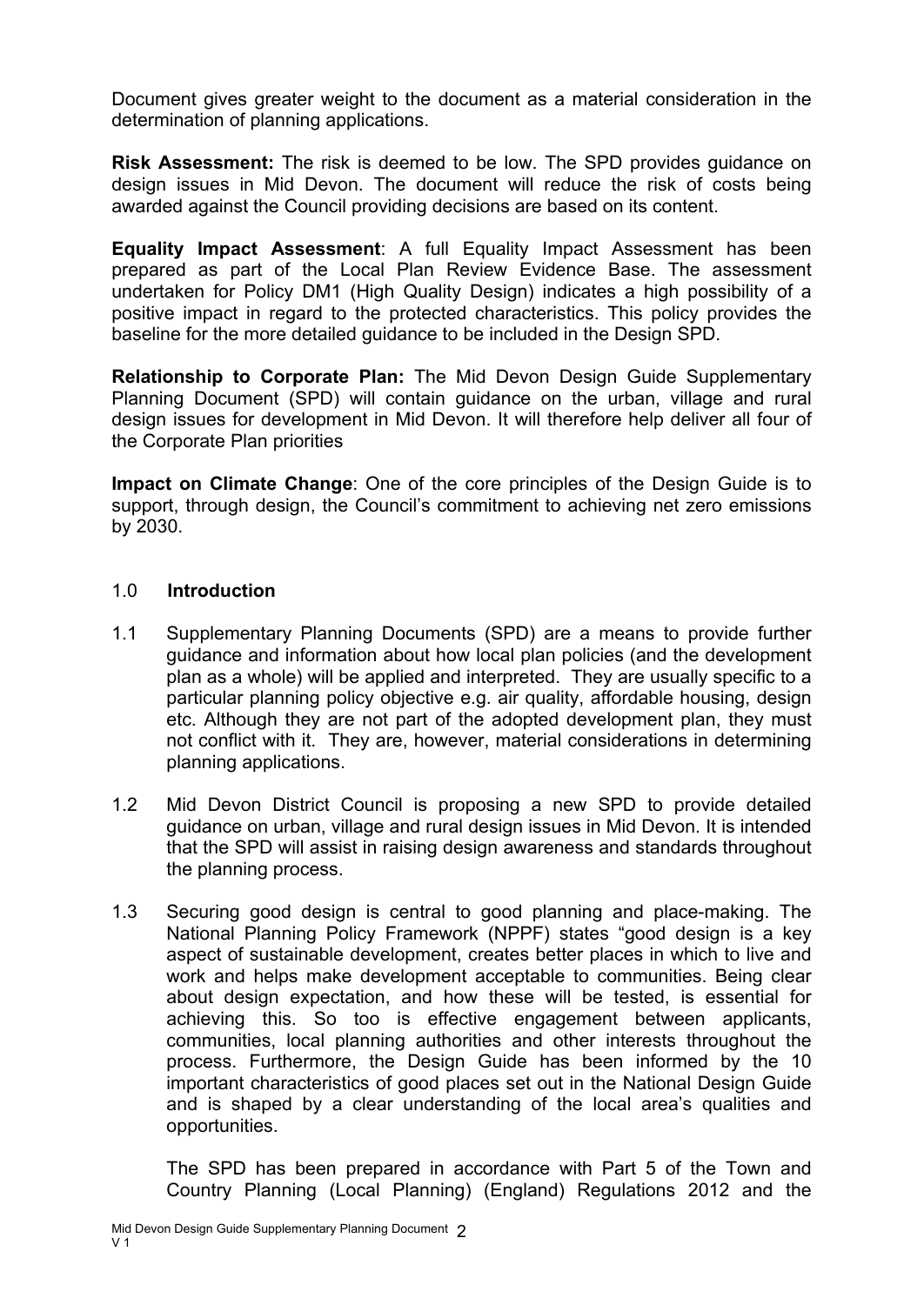Document gives greater weight to the document as a material consideration in the determination of planning applications.

**Risk Assessment:** The risk is deemed to be low. The SPD provides guidance on design issues in Mid Devon. The document will reduce the risk of costs being awarded against the Council providing decisions are based on its content.

**Equality Impact Assessment**: A full Equality Impact Assessment has been prepared as part of the Local Plan Review Evidence Base. The assessment undertaken for Policy DM1 (High Quality Design) indicates a high possibility of a positive impact in regard to the protected characteristics. This policy provides the baseline for the more detailed guidance to be included in the Design SPD.

**Relationship to Corporate Plan:** The Mid Devon Design Guide Supplementary Planning Document (SPD) will contain guidance on the urban, village and rural design issues for development in Mid Devon. It will therefore help deliver all four of the Corporate Plan priorities

**Impact on Climate Change**: One of the core principles of the Design Guide is to support, through design, the Council's commitment to achieving net zero emissions by 2030.

## 1.0 Introduction

1.1 Supplementary Planning Documents (SPD) are a means to provide further guidance and information about how local plan policies (and the development plan as a whole) will be applied and interpreted. They are usually specific to a particular planning policy objective e.g. air quality, affordable housing, design etc. Although they are not part of the adopted development plan, they must not conflict with it. They are, however, material considerations in determining planning applications.

1.2 Mid Devon District Council is proposing a new SPD to provide detailed guidance on urban, village and rural design issues in Mid Devon. It is intended that the SPD will assist in raising design awareness and standards throughout the planning process.

1.3 Securing good design is central to good planning and place-making. The National Planning Policy Framework (NPPF) states "good design is a key aspect of sustainable development, creates better places in which to live and work and helps make development acceptable to communities. Being clear about design expectation, and how these will be tested, is essential for achieving this. So too is effective engagement between applicants, communities, local planning authorities and other interests throughout the process. Furthermore, the Design Guide has been informed by the 10 important characteristics of good places set out in the National Design Guide and is shaped by a clear understanding of the local area's qualities and opportunities.

The SPD has been prepared in accordance with Part 5 of the Town and Country Planning (Local Planning) (England) Regulations 2012 and the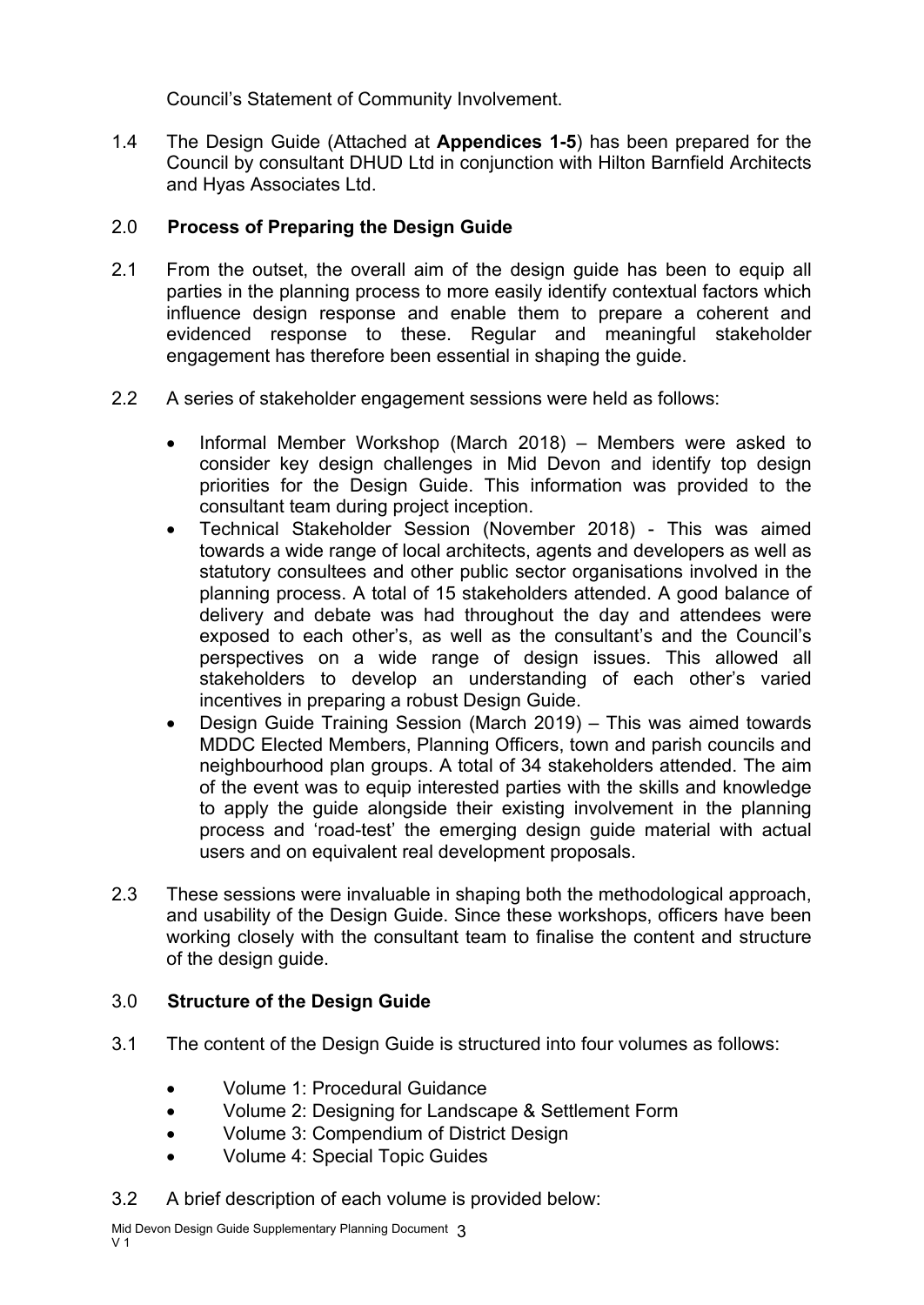Council's Statement of Community Involvement.

1.4 The Design Guide (Attached at **Appendices 1-5**) has been prepared for the Council by consultant DHUD Ltd in conjunction with Hilton Barnfield Architects and Hyas Associates Ltd.

## 2.0 **Process of Preparing the Design Guide**

2.1 From the outset, the overall aim of the design guide has been to equip all parties in the planning process to more easily identify contextual factors which influence design response and enable them to prepare a coherent and evidenced response to these. Regular and meaningful stakeholder engagement has therefore been essential in shaping the guide.

2.2 A series of stakeholder engagement sessions were held as follows:

- Informal Member Workshop (March 2018) – Members were asked to consider key design challenges in Mid Devon and identify top design priorities for the Design Guide. This information was provided to the consultant team during project inception.
- Technical Stakeholder Session (November 2018) - This was aimed towards a wide range of local architects, agents and developers as well as statutory consultees and other public sector organisations involved in the planning process. A total of 15 stakeholders attended. A good balance of delivery and debate was had throughout the day and attendees were exposed to each other's, as well as the consultant's and the Council's perspectives on a wide range of design issues. This allowed all stakeholders to develop an understanding of each other's varied incentives in preparing a robust Design Guide.
- Design Guide Training Session (March 2019) – This was aimed towards MDDC Elected Members, Planning Officers, town and parish councils and neighbourhood plan groups. A total of 34 stakeholders attended. The aim of the event was to equip interested parties with the skills and knowledge to apply the guide alongside their existing involvement in the planning process and 'road-test' the emerging design guide material with actual users and on equivalent real development proposals.

2.3 These sessions were invaluable in shaping both the methodological approach, and usability of the Design Guide. Since these workshops, officers have been working closely with the consultant team to finalise the content and structure of the design guide.

## 3.0 **Structure of the Design Guide**

3.1 The content of the Design Guide is structured into four volumes as follows:

- Volume 1: Procedural Guidance
- Volume 2: Designing for Landscape & Settlement Form
- Volume 3: Compendium of District Design
- Volume 4: Special Topic Guides

3.2 A brief description of each volume is provided below: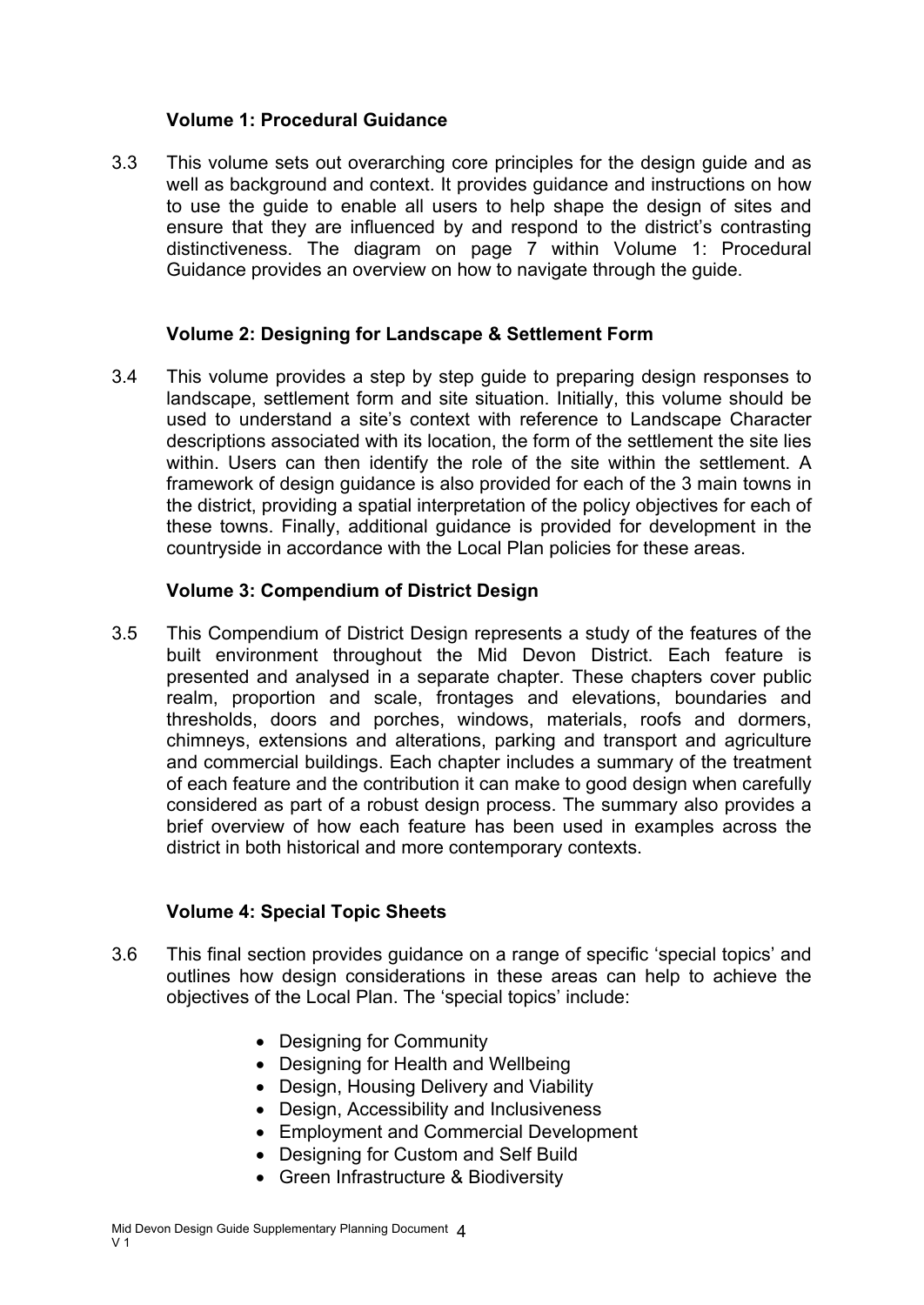### Volume 1: Procedural Guidance

3.3 This volume sets out overarching core principles for the design guide and as well as background and context. It provides guidance and instructions on how to use the guide to enable all users to help shape the design of sites and ensure that they are influenced by and respond to the district's contrasting distinctiveness. The diagram on page 7 within Volume 1: Procedural Guidance provides an overview on how to navigate through the guide.

### Volume 2: Designing for Landscape & Settlement Form

3.4 This volume provides a step by step guide to preparing design responses to landscape, settlement form and site situation. Initially, this volume should be used to understand a site's context with reference to Landscape Character descriptions associated with its location, the form of the settlement the site lies within. Users can then identify the role of the site within the settlement. A framework of design guidance is also provided for each of the 3 main towns in the district, providing a spatial interpretation of the policy objectives for each of these towns. Finally, additional guidance is provided for development in the countryside in accordance with the Local Plan policies for these areas.

### Volume 3: Compendium of District Design

3.5 This Compendium of District Design represents a study of the features of the built environment throughout the Mid Devon District. Each feature is presented and analysed in a separate chapter. These chapters cover public realm, proportion and scale, frontages and elevations, boundaries and thresholds, doors and porches, windows, materials, roofs and dormers, chimneys, extensions and alterations, parking and transport and agriculture and commercial buildings. Each chapter includes a summary of the treatment of each feature and the contribution it can make to good design when carefully considered as part of a robust design process. The summary also provides a brief overview of how each feature has been used in examples across the district in both historical and more contemporary contexts.

### Volume 4: Special Topic Sheets

3.6 This final section provides guidance on a range of specific 'special topics' and outlines how design considerations in these areas can help to achieve the objectives of the Local Plan. The 'special topics' include:

- Designing for Community
- Designing for Health and Wellbeing
- Design, Housing Delivery and Viability
- Design, Accessibility and Inclusiveness
- Employment and Commercial Development
- Designing for Custom and Self Build
- Green Infrastructure & Biodiversity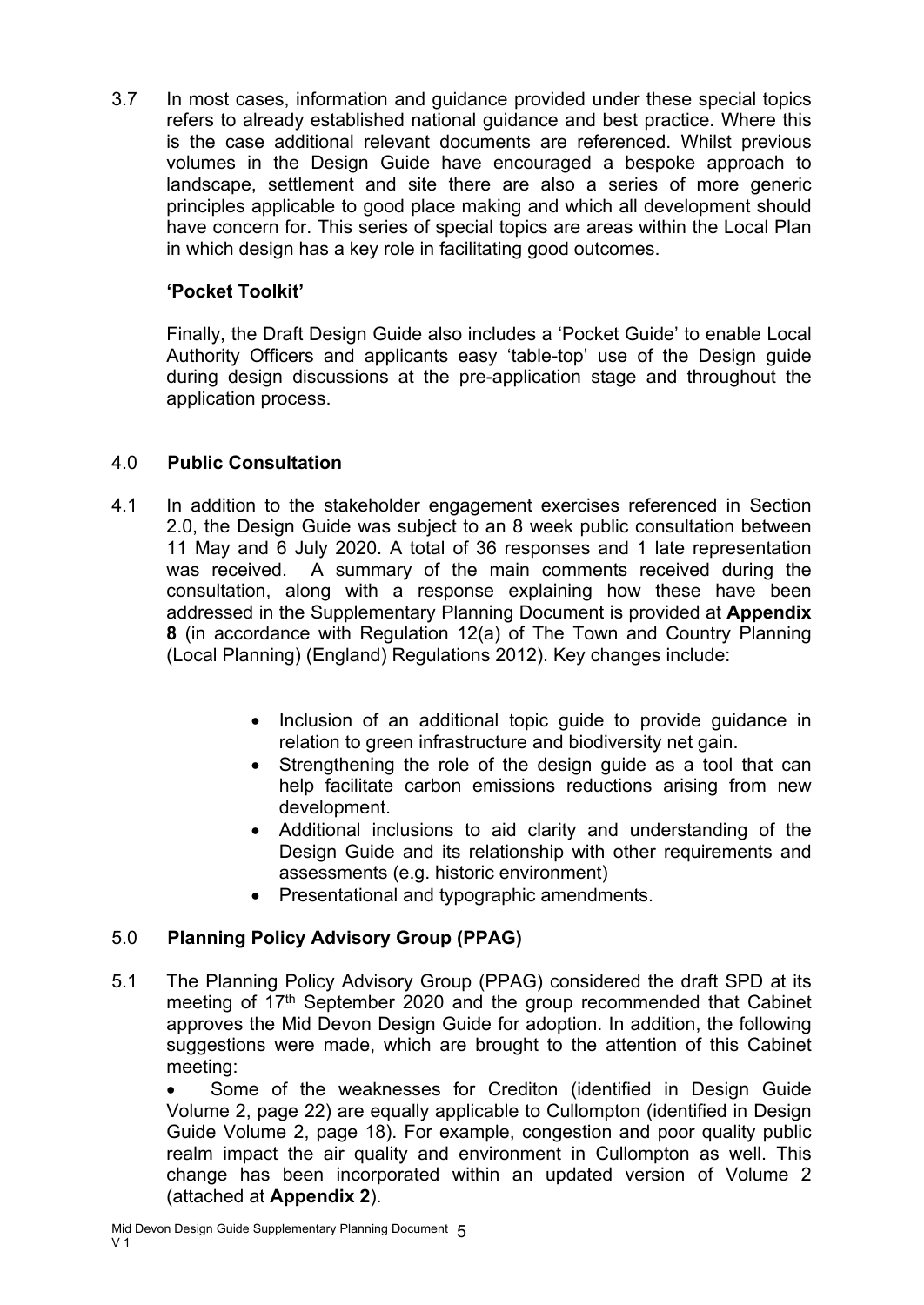3.7 In most cases, information and guidance provided under these special topics refers to already established national guidance and best practice. Where this is the case additional relevant documents are referenced. Whilst previous volumes in the Design Guide have encouraged a bespoke approach to landscape, settlement and site there are also a series of more generic principles applicable to good place making and which all development should have concern for. This series of special topics are areas within the Local Plan in which design has a key role in facilitating good outcomes.

**'Pocket Toolkit'**

Finally, the Draft Design Guide also includes a 'Pocket Guide' to enable Local Authority Officers and applicants easy 'table-top' use of the Design guide during design discussions at the pre-application stage and throughout the application process.

## 4.0 Public Consultation

4.1 In addition to the stakeholder engagement exercises referenced in Section 2.0, the Design Guide was subject to an 8 week public consultation between 11 May and 6 July 2020. A total of 36 responses and 1 late representation was received. A summary of the main comments received during the consultation, along with a response explaining how these have been addressed in the Supplementary Planning Document is provided at **Appendix 8** (in accordance with Regulation 12(a) of The Town and Country Planning (Local Planning) (England) Regulations 2012). Key changes include:

- Inclusion of an additional topic guide to provide guidance in relation to green infrastructure and biodiversity net gain.
- Strengthening the role of the design guide as a tool that can help facilitate carbon emissions reductions arising from new development.
- Additional inclusions to aid clarity and understanding of the Design Guide and its relationship with other requirements and assessments (e.g. historic environment)
- Presentational and typographic amendments.

## 5.0 Planning Policy Advisory Group (PPAG)

5.1 The Planning Policy Advisory Group (PPAG) considered the draft SPD at its meeting of 17th September 2020 and the group recommended that Cabinet approves the Mid Devon Design Guide for adoption. In addition, the following suggestions were made, which are brought to the attention of this Cabinet meeting:

- Some of the weaknesses for Crediton (identified in Design Guide Volume 2, page 22) are equally applicable to Cullompton (identified in Design Guide Volume 2, page 18). For example, congestion and poor quality public realm impact the air quality and environment in Cullompton as well. This change has been incorporated within an updated version of Volume 2 (attached at **Appendix 2**).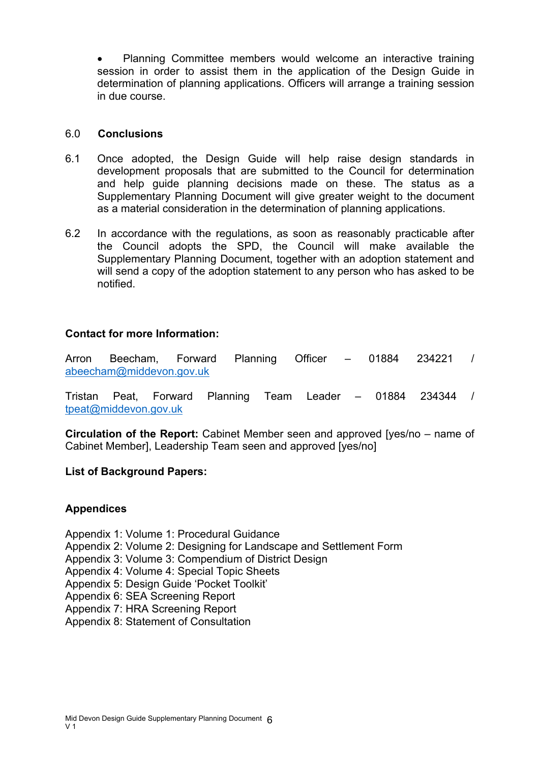- Planning Committee members would welcome an interactive training session in order to assist them in the application of the Design Guide in determination of planning applications. Officers will arrange a training session in due course.

## 6.0 Conclusions

6.1 Once adopted, the Design Guide will help raise design standards in development proposals that are submitted to the Council for determination and help guide planning decisions made on these. The status as a Supplementary Planning Document will give greater weight to the document as a material consideration in the determination of planning applications.

6.2 In accordance with the regulations, as soon as reasonably practicable after the Council adopts the SPD, the Council will make available the Supplementary Planning Document, together with an adoption statement and will send a copy of the adoption statement to any person who has asked to be notified.

**Contact for more Information:**

Arron Beecham, Forward Planning Officer – 01884 234221 / abeecham@middevon.gov.uk

Tristan Peat, Forward Planning Team Leader – 01884 234344 / tpeat@middevon.gov.uk

**Circulation of the Report:** Cabinet Member seen and approved [yes/no – name of Cabinet Member], Leadership Team seen and approved [yes/no]

**List of Background Papers:**

**Appendices**

Appendix 1: Volume 1: Procedural Guidance
Appendix 2: Volume 2: Designing for Landscape and Settlement Form
Appendix 3: Volume 3: Compendium of District Design
Appendix 4: Volume 4: Special Topic Sheets
Appendix 5: Design Guide 'Pocket Toolkit'
Appendix 6: SEA Screening Report
Appendix 7: HRA Screening Report
Appendix 8: Statement of Consultation